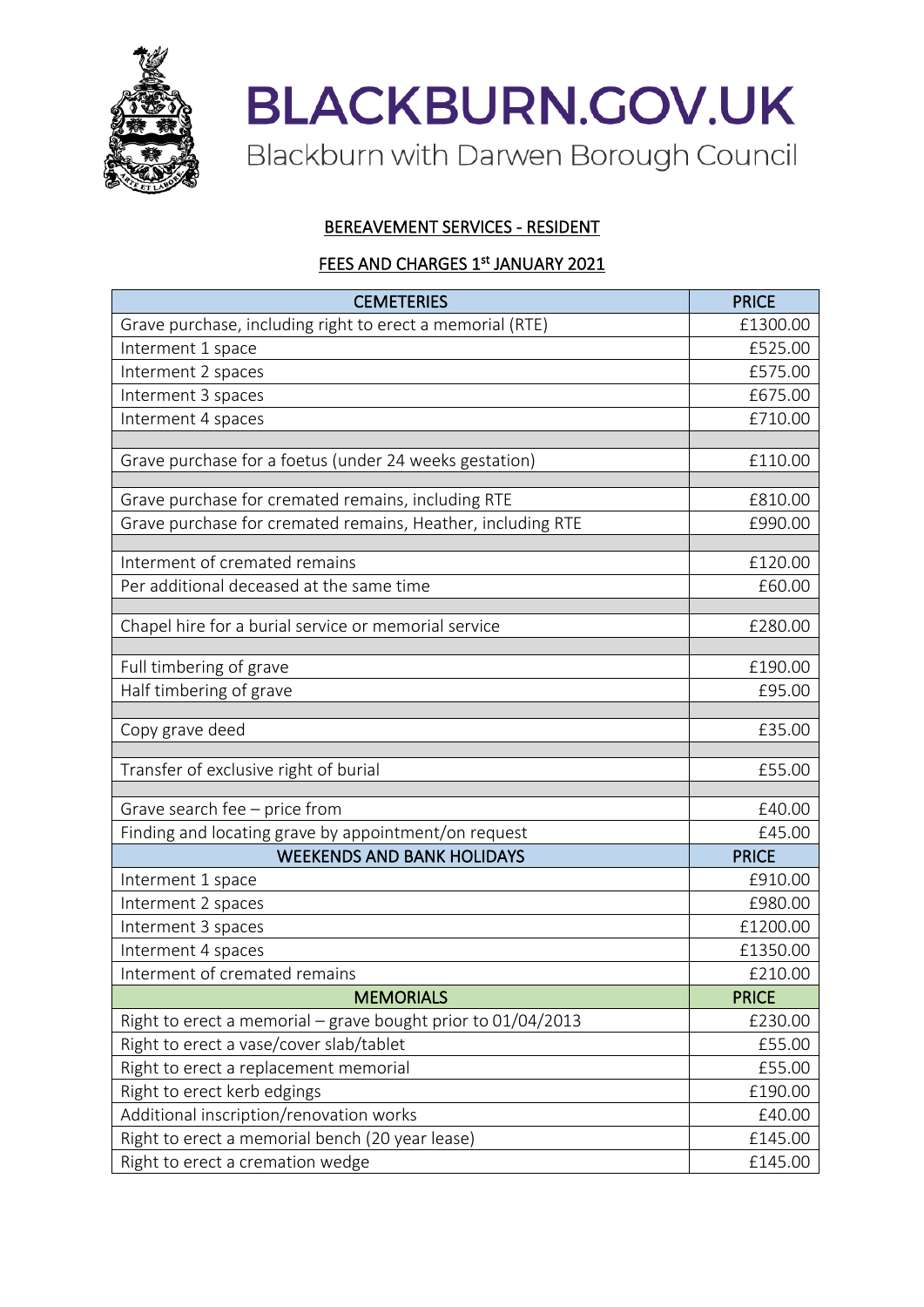# BLACKBURN.GOV.UK

Blackburn with Darwen Borough Council

## BEREAVEMENT SERVICES - RESIDENT

## FEES AND CHARGES 1st JANUARY 2021

| CEMETERIES | PRICE |
|---|---|
| Grave purchase, including right to erect a memorial (RTE) | £1300.00 |
| Interment 1 space | £525.00 |
| Interment 2 spaces | £575.00 |
| Interment 3 spaces | £675.00 |
| Interment 4 spaces | £710.00 |
| | |
| Grave purchase for a foetus (under 24 weeks gestation) | £110.00 |
| | |
| Grave purchase for cremated remains, including RTE | £810.00 |
| Grave purchase for cremated remains, Heather, including RTE | £990.00 |
| | |
| Interment of cremated remains | £120.00 |
| Per additional deceased at the same time | £60.00 |
| | |
| Chapel hire for a burial service or memorial service | £280.00 |
| | |
| Full timbering of grave | £190.00 |
| Half timbering of grave | £95.00 |
| | |
| Copy grave deed | £35.00 |
| | |
| Transfer of exclusive right of burial | £55.00 |
| | |
| Grave search fee – price from | £40.00 |
| Finding and locating grave by appointment/on request | £45.00 |
| **WEEKENDS AND BANK HOLIDAYS** | **PRICE** |
| Interment 1 space | £910.00 |
| Interment 2 spaces | £980.00 |
| Interment 3 spaces | £1200.00 |
| Interment 4 spaces | £1350.00 |
| Interment of cremated remains | £210.00 |
| **MEMORIALS** | **PRICE** |
| Right to erect a memorial – grave bought prior to 01/04/2013 | £230.00 |
| Right to erect a vase/cover slab/tablet | £55.00 |
| Right to erect a replacement memorial | £55.00 |
| Right to erect kerb edgings | £190.00 |
| Additional inscription/renovation works | £40.00 |
| Right to erect a memorial bench (20 year lease) | £145.00 |
| Right to erect a cremation wedge | £145.00 |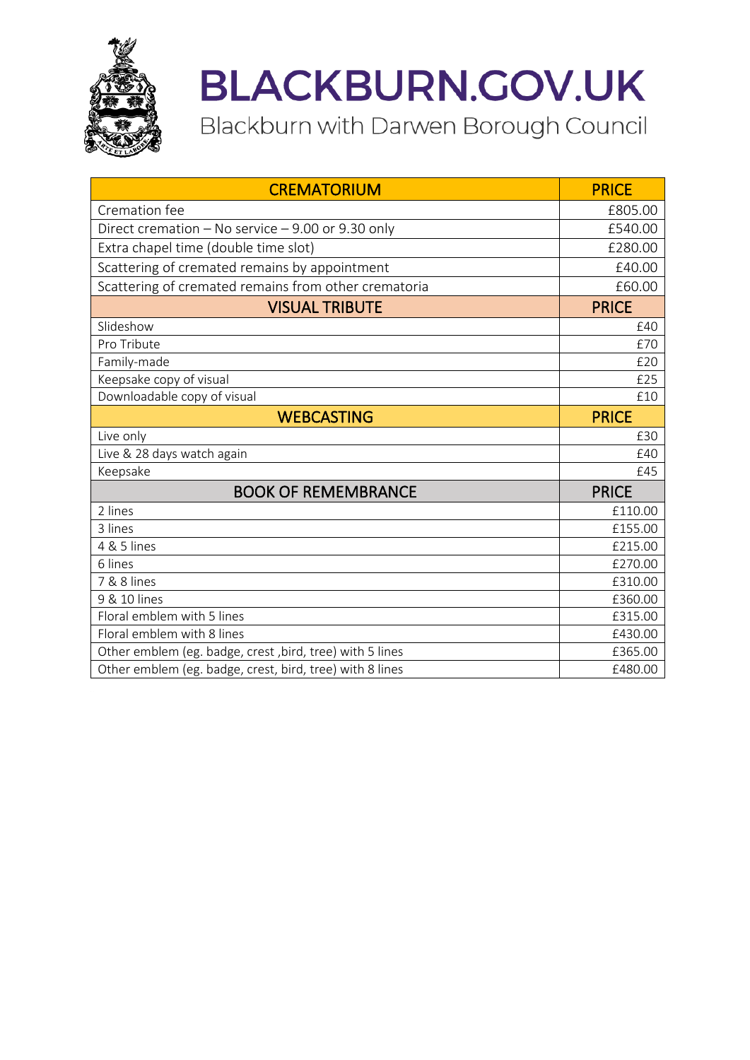# BLACKBURN.GOV.UK

Blackburn with Darwen Borough Council

| CREMATORIUM | PRICE |
|---|---|
| Cremation fee | £805.00 |
| Direct cremation – No service – 9.00 or 9.30 only | £540.00 |
| Extra chapel time (double time slot) | £280.00 |
| Scattering of cremated remains by appointment | £40.00 |
| Scattering of cremated remains from other crematoria | £60.00 |
| **VISUAL TRIBUTE** | **PRICE** |
| Slideshow | £40 |
| Pro Tribute | £70 |
| Family-made | £20 |
| Keepsake copy of visual | £25 |
| Downloadable copy of visual | £10 |
| **WEBCASTING** | **PRICE** |
| Live only | £30 |
| Live & 28 days watch again | £40 |
| Keepsake | £45 |
| **BOOK OF REMEMBRANCE** | **PRICE** |
| 2 lines | £110.00 |
| 3 lines | £155.00 |
| 4 & 5 lines | £215.00 |
| 6 lines | £270.00 |
| 7 & 8 lines | £310.00 |
| 9 & 10 lines | £360.00 |
| Floral emblem with 5 lines | £315.00 |
| Floral emblem with 8 lines | £430.00 |
| Other emblem (eg. badge, crest ,bird, tree) with 5 lines | £365.00 |
| Other emblem (eg. badge, crest, bird, tree) with 8 lines | £480.00 |